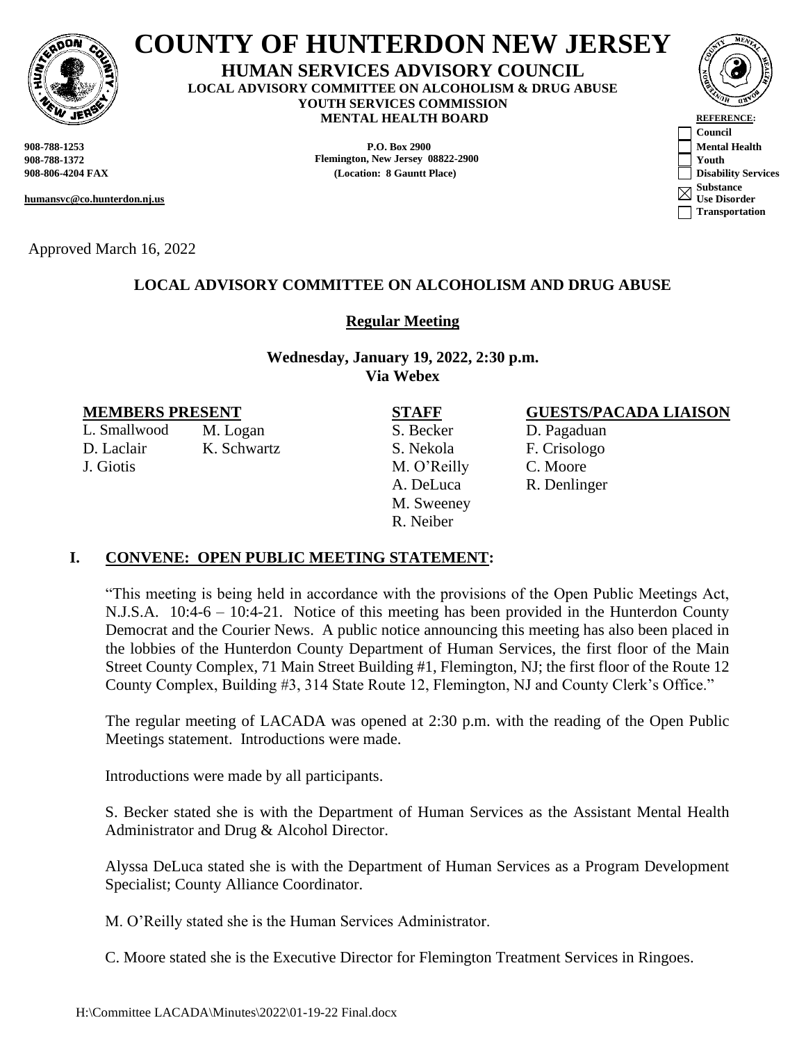# COUNTY OF HUNTERDON NEW JERSEY

**HUMAN SERVICES ADVISORY COUNCIL**
**LOCAL ADVISORY COMMITTEE ON ALCOHOLISM & DRUG ABUSE**
**YOUTH SERVICES COMMISSION**
**MENTAL HEALTH BOARD**

**908-788-1253**
**908-788-1372**
**908-806-4204 FAX**

**humansvc@co.hunterdon.nj.us**

**P.O. Box 2900**
**Flemington, New Jersey 08822-2900**
**(Location: 8 Gauntt Place)**

**REFERENCE:**
- ☐ Council
- ☐ Mental Health
- ☐ Youth
- ☐ Disability Services
- ☒ Substance Use Disorder
- ☐ Transportation

Approved March 16, 2022

## LOCAL ADVISORY COMMITTEE ON ALCOHOLISM AND DRUG ABUSE

**Regular Meeting**

**Wednesday, January 19, 2022, 2:30 p.m.**
**Via Webex**

| MEMBERS PRESENT | | STAFF | GUESTS/PACADA LIAISON |
|---|---|---|---|
| L. Smallwood | M. Logan | S. Becker | D. Pagaduan |
| D. Laclair | K. Schwartz | S. Nekola | F. Crisologo |
| J. Giotis | | M. O'Reilly | C. Moore |
| | | A. DeLuca | R. Denlinger |
| | | M. Sweeney | |
| | | R. Neiber | |

## I. CONVENE: OPEN PUBLIC MEETING STATEMENT:

"This meeting is being held in accordance with the provisions of the Open Public Meetings Act, N.J.S.A. 10:4-6 – 10:4-21. Notice of this meeting has been provided in the Hunterdon County Democrat and the Courier News. A public notice announcing this meeting has also been placed in the lobbies of the Hunterdon County Department of Human Services, the first floor of the Main Street County Complex, 71 Main Street Building #1, Flemington, NJ; the first floor of the Route 12 County Complex, Building #3, 314 State Route 12, Flemington, NJ and County Clerk's Office."

The regular meeting of LACADA was opened at 2:30 p.m. with the reading of the Open Public Meetings statement. Introductions were made.

Introductions were made by all participants.

S. Becker stated she is with the Department of Human Services as the Assistant Mental Health Administrator and Drug & Alcohol Director.

Alyssa DeLuca stated she is with the Department of Human Services as a Program Development Specialist; County Alliance Coordinator.

M. O'Reilly stated she is the Human Services Administrator.

C. Moore stated she is the Executive Director for Flemington Treatment Services in Ringoes.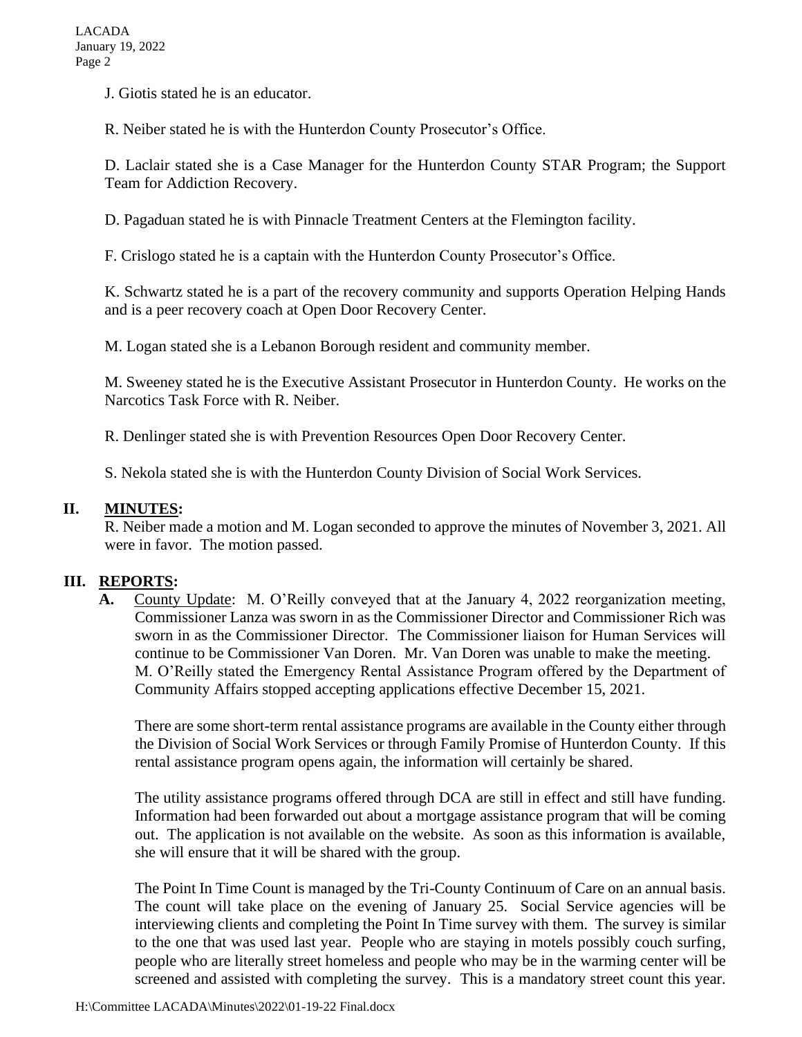J. Giotis stated he is an educator.

R. Neiber stated he is with the Hunterdon County Prosecutor's Office.

D. Laclair stated she is a Case Manager for the Hunterdon County STAR Program; the Support Team for Addiction Recovery.

D. Pagaduan stated he is with Pinnacle Treatment Centers at the Flemington facility.

F. Crislogo stated he is a captain with the Hunterdon County Prosecutor's Office.

K. Schwartz stated he is a part of the recovery community and supports Operation Helping Hands and is a peer recovery coach at Open Door Recovery Center.

M. Logan stated she is a Lebanon Borough resident and community member.

M. Sweeney stated he is the Executive Assistant Prosecutor in Hunterdon County. He works on the Narcotics Task Force with R. Neiber.

R. Denlinger stated she is with Prevention Resources Open Door Recovery Center.

S. Nekola stated she is with the Hunterdon County Division of Social Work Services.

## II. MINUTES:

R. Neiber made a motion and M. Logan seconded to approve the minutes of November 3, 2021. All were in favor. The motion passed.

## III. REPORTS:

**A.** County Update: M. O'Reilly conveyed that at the January 4, 2022 reorganization meeting, Commissioner Lanza was sworn in as the Commissioner Director and Commissioner Rich was sworn in as the Commissioner Director. The Commissioner liaison for Human Services will continue to be Commissioner Van Doren. Mr. Van Doren was unable to make the meeting. M. O'Reilly stated the Emergency Rental Assistance Program offered by the Department of Community Affairs stopped accepting applications effective December 15, 2021.

There are some short-term rental assistance programs are available in the County either through the Division of Social Work Services or through Family Promise of Hunterdon County. If this rental assistance program opens again, the information will certainly be shared.

The utility assistance programs offered through DCA are still in effect and still have funding. Information had been forwarded out about a mortgage assistance program that will be coming out. The application is not available on the website. As soon as this information is available, she will ensure that it will be shared with the group.

The Point In Time Count is managed by the Tri-County Continuum of Care on an annual basis. The count will take place on the evening of January 25. Social Service agencies will be interviewing clients and completing the Point In Time survey with them. The survey is similar to the one that was used last year. People who are staying in motels possibly couch surfing, people who are literally street homeless and people who may be in the warming center will be screened and assisted with completing the survey. This is a mandatory street count this year.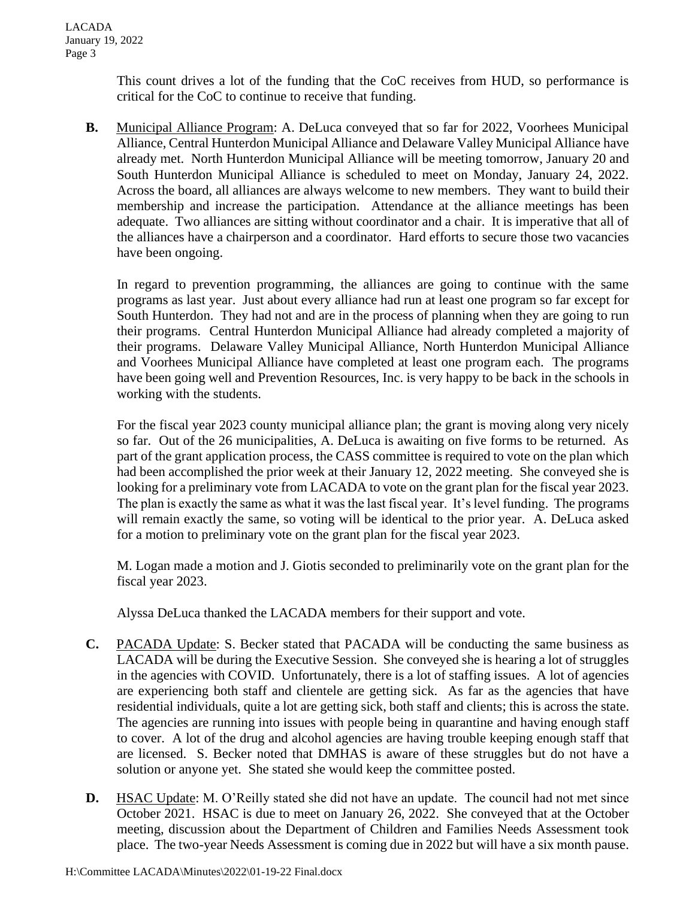This count drives a lot of the funding that the CoC receives from HUD, so performance is critical for the CoC to continue to receive that funding.

**B.** Municipal Alliance Program: A. DeLuca conveyed that so far for 2022, Voorhees Municipal Alliance, Central Hunterdon Municipal Alliance and Delaware Valley Municipal Alliance have already met. North Hunterdon Municipal Alliance will be meeting tomorrow, January 20 and South Hunterdon Municipal Alliance is scheduled to meet on Monday, January 24, 2022. Across the board, all alliances are always welcome to new members. They want to build their membership and increase the participation. Attendance at the alliance meetings has been adequate. Two alliances are sitting without coordinator and a chair. It is imperative that all of the alliances have a chairperson and a coordinator. Hard efforts to secure those two vacancies have been ongoing.

In regard to prevention programming, the alliances are going to continue with the same programs as last year. Just about every alliance had run at least one program so far except for South Hunterdon. They had not and are in the process of planning when they are going to run their programs. Central Hunterdon Municipal Alliance had already completed a majority of their programs. Delaware Valley Municipal Alliance, North Hunterdon Municipal Alliance and Voorhees Municipal Alliance have completed at least one program each. The programs have been going well and Prevention Resources, Inc. is very happy to be back in the schools in working with the students.

For the fiscal year 2023 county municipal alliance plan; the grant is moving along very nicely so far. Out of the 26 municipalities, A. DeLuca is awaiting on five forms to be returned. As part of the grant application process, the CASS committee is required to vote on the plan which had been accomplished the prior week at their January 12, 2022 meeting. She conveyed she is looking for a preliminary vote from LACADA to vote on the grant plan for the fiscal year 2023. The plan is exactly the same as what it was the last fiscal year. It's level funding. The programs will remain exactly the same, so voting will be identical to the prior year. A. DeLuca asked for a motion to preliminary vote on the grant plan for the fiscal year 2023.

M. Logan made a motion and J. Giotis seconded to preliminarily vote on the grant plan for the fiscal year 2023.

Alyssa DeLuca thanked the LACADA members for their support and vote.

**C.** PACADA Update: S. Becker stated that PACADA will be conducting the same business as LACADA will be during the Executive Session. She conveyed she is hearing a lot of struggles in the agencies with COVID. Unfortunately, there is a lot of staffing issues. A lot of agencies are experiencing both staff and clientele are getting sick. As far as the agencies that have residential individuals, quite a lot are getting sick, both staff and clients; this is across the state. The agencies are running into issues with people being in quarantine and having enough staff to cover. A lot of the drug and alcohol agencies are having trouble keeping enough staff that are licensed. S. Becker noted that DMHAS is aware of these struggles but do not have a solution or anyone yet. She stated she would keep the committee posted.

**D.** HSAC Update: M. O'Reilly stated she did not have an update. The council had not met since October 2021. HSAC is due to meet on January 26, 2022. She conveyed that at the October meeting, discussion about the Department of Children and Families Needs Assessment took place. The two-year Needs Assessment is coming due in 2022 but will have a six month pause.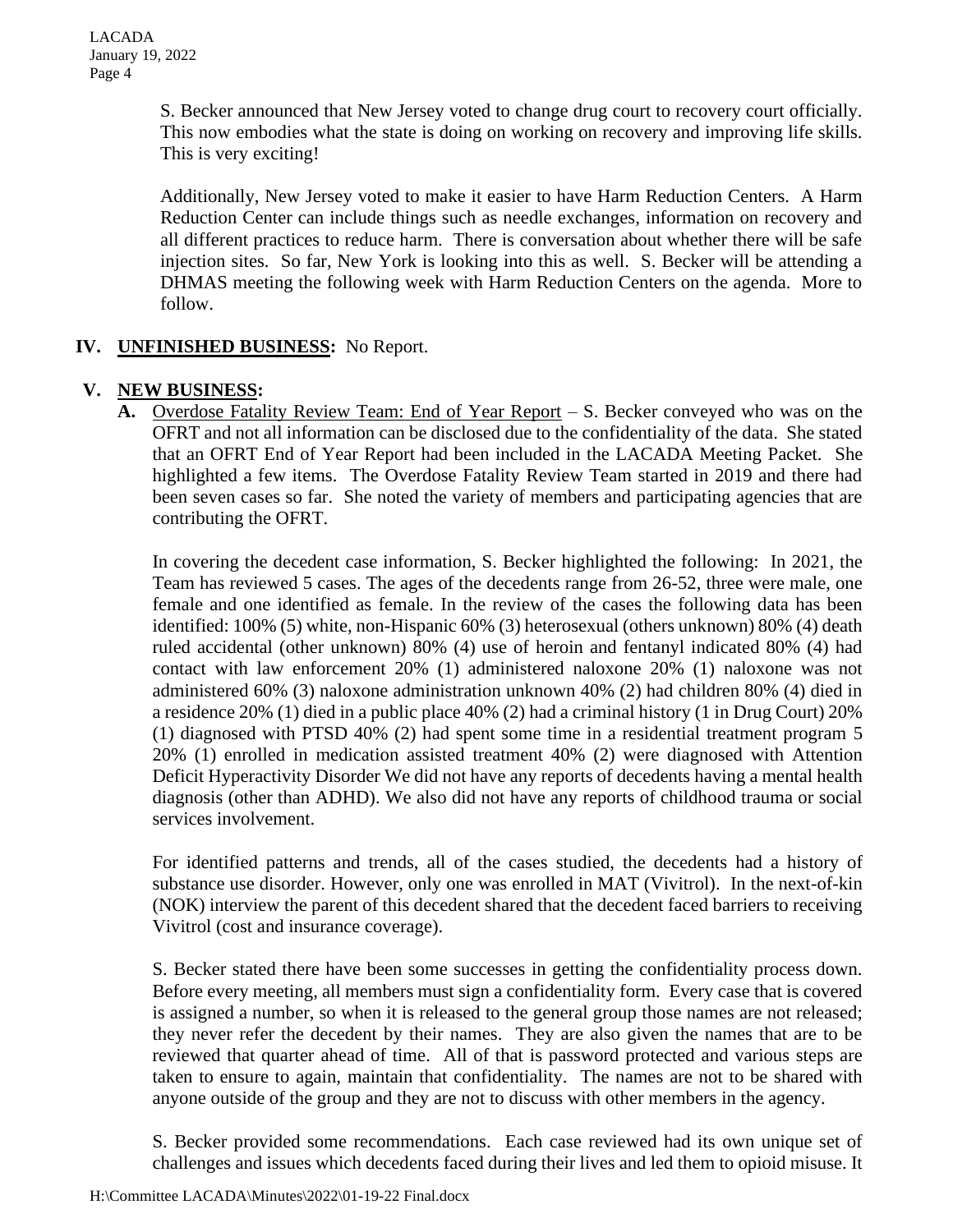S. Becker announced that New Jersey voted to change drug court to recovery court officially. This now embodies what the state is doing on working on recovery and improving life skills. This is very exciting!

Additionally, New Jersey voted to make it easier to have Harm Reduction Centers. A Harm Reduction Center can include things such as needle exchanges, information on recovery and all different practices to reduce harm. There is conversation about whether there will be safe injection sites. So far, New York is looking into this as well. S. Becker will be attending a DHMAS meeting the following week with Harm Reduction Centers on the agenda. More to follow.

## IV. **UNFINISHED BUSINESS:** No Report.

## V. **NEW BUSINESS:**

**A.** Overdose Fatality Review Team: End of Year Report – S. Becker conveyed who was on the OFRT and not all information can be disclosed due to the confidentiality of the data. She stated that an OFRT End of Year Report had been included in the LACADA Meeting Packet. She highlighted a few items. The Overdose Fatality Review Team started in 2019 and there had been seven cases so far. She noted the variety of members and participating agencies that are contributing the OFRT.

In covering the decedent case information, S. Becker highlighted the following: In 2021, the Team has reviewed 5 cases. The ages of the decedents range from 26-52, three were male, one female and one identified as female. In the review of the cases the following data has been identified: 100% (5) white, non-Hispanic 60% (3) heterosexual (others unknown) 80% (4) death ruled accidental (other unknown) 80% (4) use of heroin and fentanyl indicated 80% (4) had contact with law enforcement 20% (1) administered naloxone 20% (1) naloxone was not administered 60% (3) naloxone administration unknown 40% (2) had children 80% (4) died in a residence 20% (1) died in a public place 40% (2) had a criminal history (1 in Drug Court) 20% (1) diagnosed with PTSD 40% (2) had spent some time in a residential treatment program 5 20% (1) enrolled in medication assisted treatment 40% (2) were diagnosed with Attention Deficit Hyperactivity Disorder We did not have any reports of decedents having a mental health diagnosis (other than ADHD). We also did not have any reports of childhood trauma or social services involvement.

For identified patterns and trends, all of the cases studied, the decedents had a history of substance use disorder. However, only one was enrolled in MAT (Vivitrol). In the next-of-kin (NOK) interview the parent of this decedent shared that the decedent faced barriers to receiving Vivitrol (cost and insurance coverage).

S. Becker stated there have been some successes in getting the confidentiality process down. Before every meeting, all members must sign a confidentiality form. Every case that is covered is assigned a number, so when it is released to the general group those names are not released; they never refer the decedent by their names. They are also given the names that are to be reviewed that quarter ahead of time. All of that is password protected and various steps are taken to ensure to again, maintain that confidentiality. The names are not to be shared with anyone outside of the group and they are not to discuss with other members in the agency.

S. Becker provided some recommendations. Each case reviewed had its own unique set of challenges and issues which decedents faced during their lives and led them to opioid misuse. It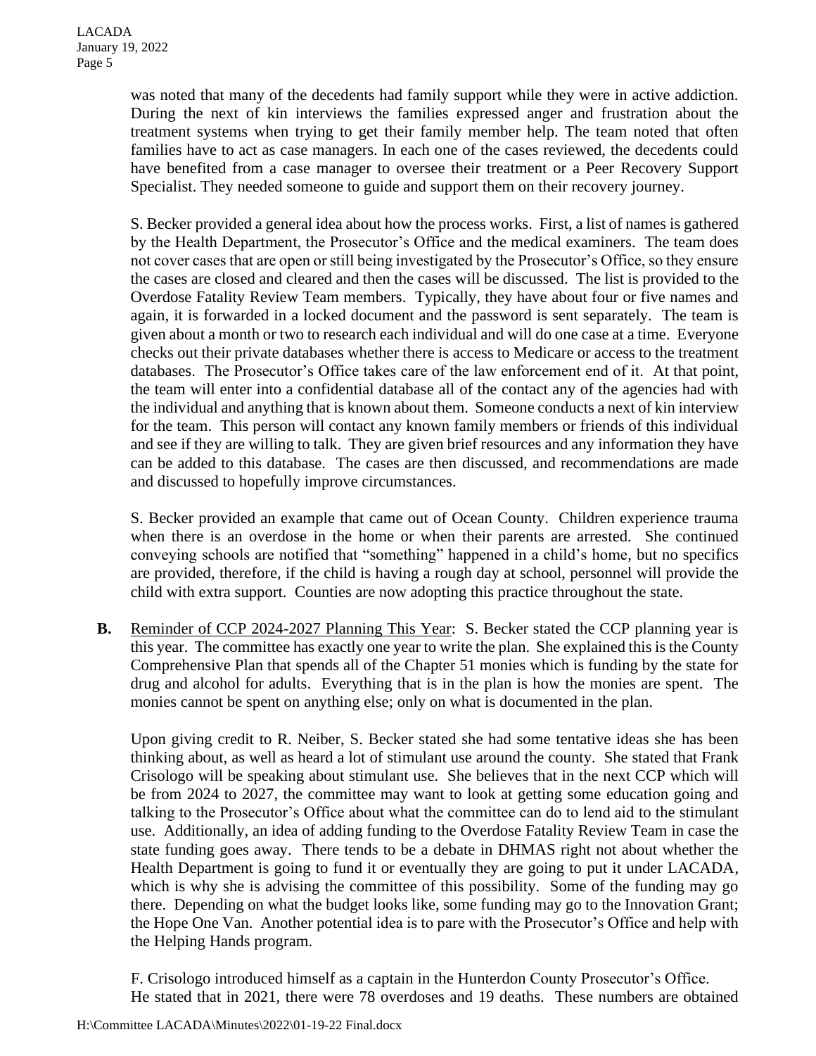was noted that many of the decedents had family support while they were in active addiction. During the next of kin interviews the families expressed anger and frustration about the treatment systems when trying to get their family member help. The team noted that often families have to act as case managers. In each one of the cases reviewed, the decedents could have benefited from a case manager to oversee their treatment or a Peer Recovery Support Specialist. They needed someone to guide and support them on their recovery journey.

S. Becker provided a general idea about how the process works. First, a list of names is gathered by the Health Department, the Prosecutor's Office and the medical examiners. The team does not cover cases that are open or still being investigated by the Prosecutor's Office, so they ensure the cases are closed and cleared and then the cases will be discussed. The list is provided to the Overdose Fatality Review Team members. Typically, they have about four or five names and again, it is forwarded in a locked document and the password is sent separately. The team is given about a month or two to research each individual and will do one case at a time. Everyone checks out their private databases whether there is access to Medicare or access to the treatment databases. The Prosecutor's Office takes care of the law enforcement end of it. At that point, the team will enter into a confidential database all of the contact any of the agencies had with the individual and anything that is known about them. Someone conducts a next of kin interview for the team. This person will contact any known family members or friends of this individual and see if they are willing to talk. They are given brief resources and any information they have can be added to this database. The cases are then discussed, and recommendations are made and discussed to hopefully improve circumstances.

S. Becker provided an example that came out of Ocean County. Children experience trauma when there is an overdose in the home or when their parents are arrested. She continued conveying schools are notified that "something" happened in a child's home, but no specifics are provided, therefore, if the child is having a rough day at school, personnel will provide the child with extra support. Counties are now adopting this practice throughout the state.

**B.** Reminder of CCP 2024-2027 Planning This Year: S. Becker stated the CCP planning year is this year. The committee has exactly one year to write the plan. She explained this is the County Comprehensive Plan that spends all of the Chapter 51 monies which is funding by the state for drug and alcohol for adults. Everything that is in the plan is how the monies are spent. The monies cannot be spent on anything else; only on what is documented in the plan.

Upon giving credit to R. Neiber, S. Becker stated she had some tentative ideas she has been thinking about, as well as heard a lot of stimulant use around the county. She stated that Frank Crisologo will be speaking about stimulant use. She believes that in the next CCP which will be from 2024 to 2027, the committee may want to look at getting some education going and talking to the Prosecutor's Office about what the committee can do to lend aid to the stimulant use. Additionally, an idea of adding funding to the Overdose Fatality Review Team in case the state funding goes away. There tends to be a debate in DHMAS right not about whether the Health Department is going to fund it or eventually they are going to put it under LACADA, which is why she is advising the committee of this possibility. Some of the funding may go there. Depending on what the budget looks like, some funding may go to the Innovation Grant; the Hope One Van. Another potential idea is to pare with the Prosecutor's Office and help with the Helping Hands program.

F. Crisologo introduced himself as a captain in the Hunterdon County Prosecutor's Office. He stated that in 2021, there were 78 overdoses and 19 deaths. These numbers are obtained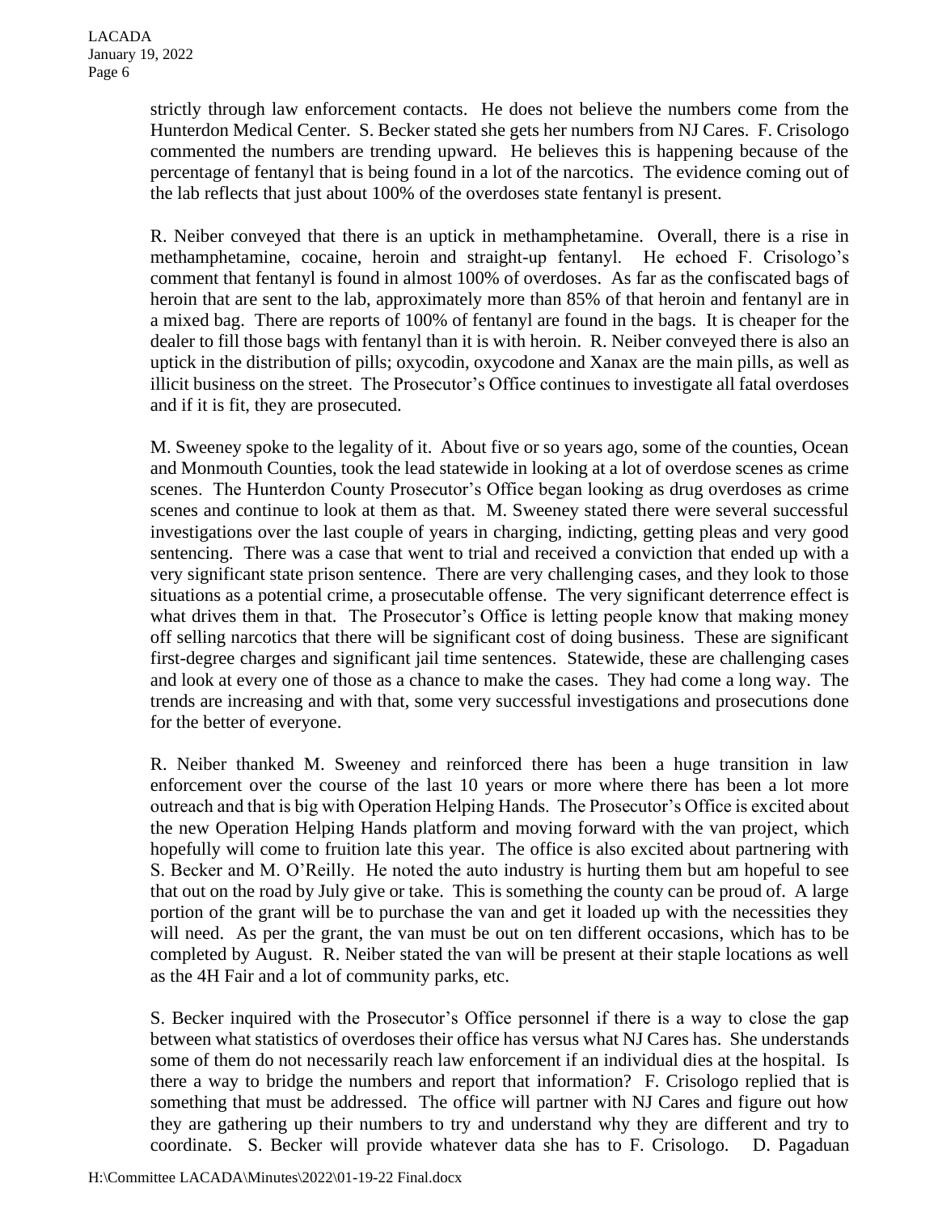strictly through law enforcement contacts. He does not believe the numbers come from the Hunterdon Medical Center. S. Becker stated she gets her numbers from NJ Cares. F. Crisologo commented the numbers are trending upward. He believes this is happening because of the percentage of fentanyl that is being found in a lot of the narcotics. The evidence coming out of the lab reflects that just about 100% of the overdoses state fentanyl is present.

R. Neiber conveyed that there is an uptick in methamphetamine. Overall, there is a rise in methamphetamine, cocaine, heroin and straight-up fentanyl. He echoed F. Crisologo's comment that fentanyl is found in almost 100% of overdoses. As far as the confiscated bags of heroin that are sent to the lab, approximately more than 85% of that heroin and fentanyl are in a mixed bag. There are reports of 100% of fentanyl are found in the bags. It is cheaper for the dealer to fill those bags with fentanyl than it is with heroin. R. Neiber conveyed there is also an uptick in the distribution of pills; oxycodin, oxycodone and Xanax are the main pills, as well as illicit business on the street. The Prosecutor's Office continues to investigate all fatal overdoses and if it is fit, they are prosecuted.

M. Sweeney spoke to the legality of it. About five or so years ago, some of the counties, Ocean and Monmouth Counties, took the lead statewide in looking at a lot of overdose scenes as crime scenes. The Hunterdon County Prosecutor's Office began looking as drug overdoses as crime scenes and continue to look at them as that. M. Sweeney stated there were several successful investigations over the last couple of years in charging, indicting, getting pleas and very good sentencing. There was a case that went to trial and received a conviction that ended up with a very significant state prison sentence. There are very challenging cases, and they look to those situations as a potential crime, a prosecutable offense. The very significant deterrence effect is what drives them in that. The Prosecutor's Office is letting people know that making money off selling narcotics that there will be significant cost of doing business. These are significant first-degree charges and significant jail time sentences. Statewide, these are challenging cases and look at every one of those as a chance to make the cases. They had come a long way. The trends are increasing and with that, some very successful investigations and prosecutions done for the better of everyone.

R. Neiber thanked M. Sweeney and reinforced there has been a huge transition in law enforcement over the course of the last 10 years or more where there has been a lot more outreach and that is big with Operation Helping Hands. The Prosecutor's Office is excited about the new Operation Helping Hands platform and moving forward with the van project, which hopefully will come to fruition late this year. The office is also excited about partnering with S. Becker and M. O'Reilly. He noted the auto industry is hurting them but am hopeful to see that out on the road by July give or take. This is something the county can be proud of. A large portion of the grant will be to purchase the van and get it loaded up with the necessities they will need. As per the grant, the van must be out on ten different occasions, which has to be completed by August. R. Neiber stated the van will be present at their staple locations as well as the 4H Fair and a lot of community parks, etc.

S. Becker inquired with the Prosecutor's Office personnel if there is a way to close the gap between what statistics of overdoses their office has versus what NJ Cares has. She understands some of them do not necessarily reach law enforcement if an individual dies at the hospital. Is there a way to bridge the numbers and report that information? F. Crisologo replied that is something that must be addressed. The office will partner with NJ Cares and figure out how they are gathering up their numbers to try and understand why they are different and try to coordinate. S. Becker will provide whatever data she has to F. Crisologo. D. Pagaduan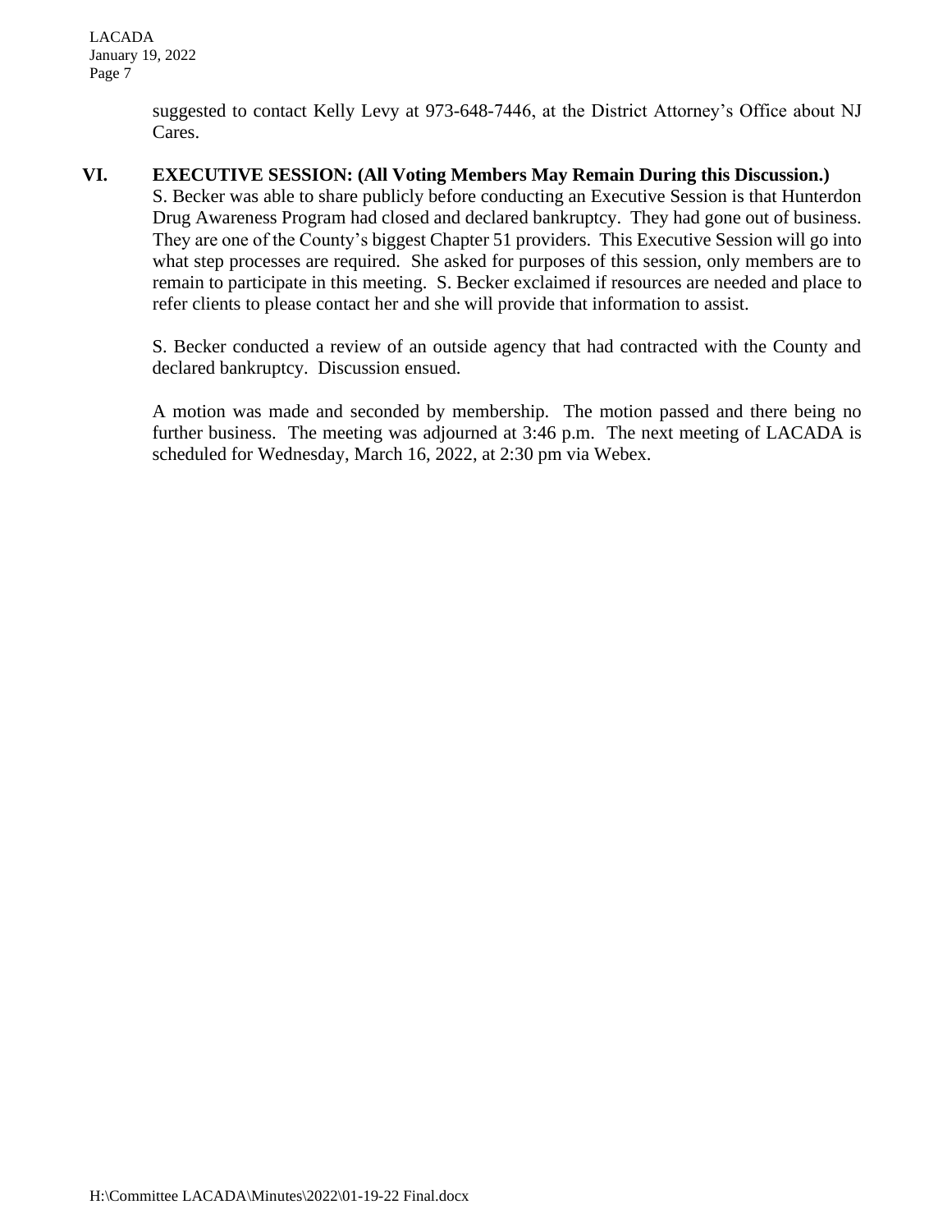suggested to contact Kelly Levy at 973-648-7446, at the District Attorney's Office about NJ Cares.

## VI. EXECUTIVE SESSION: (All Voting Members May Remain During this Discussion.)

S. Becker was able to share publicly before conducting an Executive Session is that Hunterdon Drug Awareness Program had closed and declared bankruptcy. They had gone out of business. They are one of the County's biggest Chapter 51 providers. This Executive Session will go into what step processes are required. She asked for purposes of this session, only members are to remain to participate in this meeting. S. Becker exclaimed if resources are needed and place to refer clients to please contact her and she will provide that information to assist.

S. Becker conducted a review of an outside agency that had contracted with the County and declared bankruptcy. Discussion ensued.

A motion was made and seconded by membership. The motion passed and there being no further business. The meeting was adjourned at 3:46 p.m. The next meeting of LACADA is scheduled for Wednesday, March 16, 2022, at 2:30 pm via Webex.